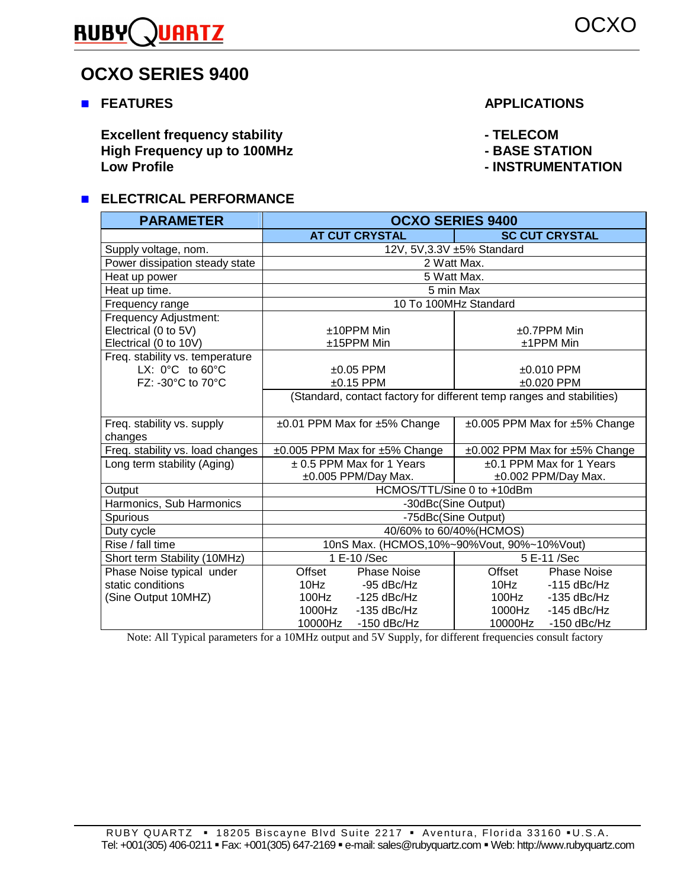RUBY QUARTZ

# OCXO SERIES 9400

## FEATURES

**Excellent frequency stability**
**High Frequency up to 100MHz**
**Low Profile**

## APPLICATIONS

**- TELECOM**
**- BASE STATION**
**- INSTRUMENTATION**

## ELECTRICAL PERFORMANCE

| PARAMETER | OCXO SERIES 9400 | |
|---|---|---|
| | AT CUT CRYSTAL | SC CUT CRYSTAL |
| Supply voltage, nom. | 12V, 5V,3.3V ±5% Standard | |
| Power dissipation steady state | 2 Watt Max. | |
| Heat up power | 5 Watt Max. | |
| Heat up time. | 5 min Max | |
| Frequency range | 10 To 100MHz Standard | |
| Frequency Adjustment:<br>Electrical (0 to 5V)<br>Electrical (0 to 10V) | ±10PPM Min<br>±15PPM Min | ±0.7PPM Min<br>±1PPM Min |
| Freq. stability vs. temperature<br>LX: 0°C to 60°C<br>FZ: -30°C to 70°C | ±0.05 PPM<br>±0.15 PPM | ±0.010 PPM<br>±0.020 PPM |
| | (Standard, contact factory for different temp ranges and stabilities) | |
| Freq. stability vs. supply changes | ±0.01 PPM Max for ±5% Change | ±0.005 PPM Max for ±5% Change |
| Freq. stability vs. load changes | ±0.005 PPM Max for ±5% Change | ±0.002 PPM Max for ±5% Change |
| Long term stability (Aging) | ± 0.5 PPM Max for 1 Years<br>±0.005 PPM/Day Max. | ±0.1 PPM Max for 1 Years<br>±0.002 PPM/Day Max. |
| Output | HCMOS/TTL/Sine 0 to +10dBm | |
| Harmonics, Sub Harmonics | -30dBc(Sine Output) | |
| Spurious | -75dBc(Sine Output) | |
| Duty cycle | 40/60% to 60/40%(HCMOS) | |
| Rise / fall time | 10nS Max. (HCMOS,10%~90%Vout, 90%~10%Vout) | |
| Short term Stability (10MHz) | 1 E-10 /Sec | 5 E-11 /Sec |
| Phase Noise typical under static conditions<br>(Sine Output 10MHZ) | Offset — Phase Noise<br>10Hz — -95 dBc/Hz<br>100Hz — -125 dBc/Hz<br>1000Hz — -135 dBc/Hz<br>10000Hz — -150 dBc/Hz | Offset — Phase Noise<br>10Hz — -115 dBc/Hz<br>100Hz — -135 dBc/Hz<br>1000Hz — -145 dBc/Hz<br>10000Hz — -150 dBc/Hz |

Note: All Typical parameters for a 10MHz output and 5V Supply, for different frequencies consult factory

RUBY QUARTZ ▪ 18205 Biscayne Blvd Suite 2217 ▪ Aventura, Florida 33160 ▪U.S.A.
Tel: +001(305) 406-0211 ▪ Fax: +001(305) 647-2169 ▪ e-mail: sales@rubyquartz.com ▪ Web: http://www.rubyquartz.com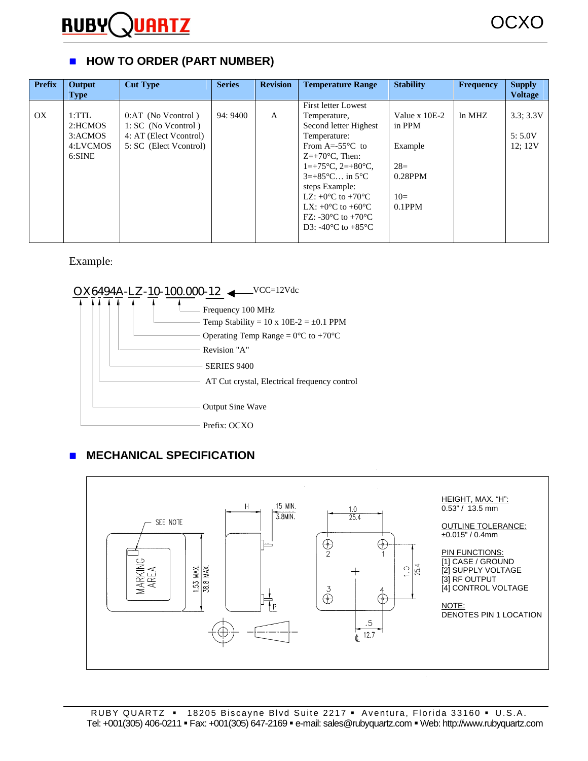## HOW TO ORDER (PART NUMBER)

| Prefix | Output Type | Cut Type | Series | Revision | Temperature Range | Stability | Frequency | Supply Voltage |
|---|---|---|---|---|---|---|---|---|
| OX | 1:TTL<br>2:HCMOS<br>3:ACMOS<br>4:LVCMOS<br>6:SINE | 0:AT (No Vcontrol )<br>1: SC (No Vcontrol )<br>4: AT (Elect Vcontrol)<br>5: SC (Elect Vcontrol) | 94: 9400 | A | First letter Lowest Temperature, Second letter Highest Temperature: From A=-55°C to Z=+70°C, Then: 1=+75°C, 2=+80°C, 3=+85°C… in 5°C steps Example:<br>LZ: +0°C to +70°C<br>LX: +0°C to +60°C<br>FZ: -30°C to +70°C<br>D3: -40°C to +85°C | Value x 10E-2 in PPM<br><br>Example<br><br>28= 0.28PPM<br><br>10= 0.1PPM | In MHZ | 3.3; 3.3V<br><br>5: 5.0V<br>12; 12V |

Example:

OX6494A-LZ-10-100.000-12 ← VCC=12Vdc

- Frequency 100 MHz
- Temp Stability = 10 x 10E-2 = ±0.1 PPM
- Operating Temp Range = 0°C to +70°C
- Revision "A"
- SERIES 9400
- AT Cut crystal, Electrical frequency control
- Output Sine Wave
- Prefix: OCXO

## MECHANICAL SPECIFICATION

SEE NOTE

MARKING AREA

1.53 MAX.
38.8 MAX.

H

.15 MIN.
3.8MIN.

P

1.0
25.4

2 1 3 4

1.0
25.4

.5
12.7

HEIGHT, MAX. "H":
0.53" / 13.5 mm

OUTLINE TOLERANCE:
±0.015" / 0.4mm

PIN FUNCTIONS:
[1] CASE / GROUND
[2] SUPPLY VOLTAGE
[3] RF OUTPUT
[4] CONTROL VOLTAGE

NOTE:
DENOTES PIN 1 LOCATION

RUBY QUARTZ ▪ 18205 Biscayne Blvd Suite 2217 ▪ Aventura, Florida 33160 ▪ U.S.A.
Tel: +001(305) 406-0211 ▪ Fax: +001(305) 647-2169 ▪ e-mail: sales@rubyquartz.com ▪ Web: http://www.rubyquartz.com